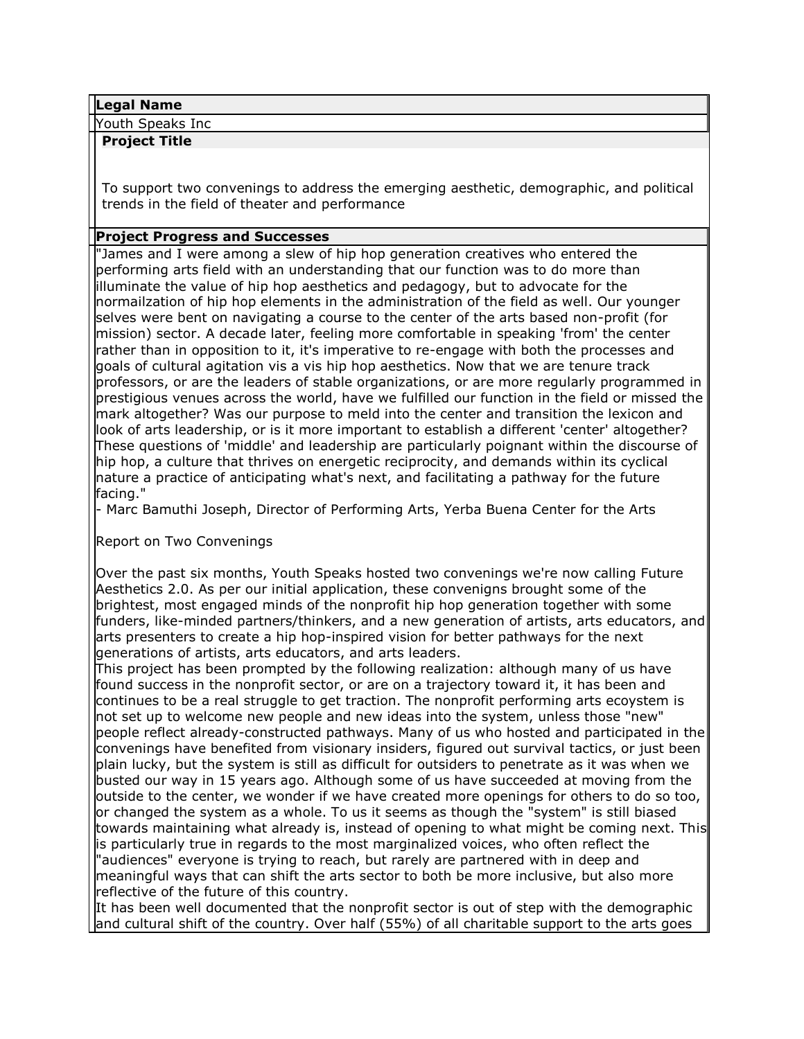**Legal Name**

Youth Speaks Inc

**Project Title**

To support two convenings to address the emerging aesthetic, demographic, and political trends in the field of theater and performance

**Project Progress and Successes**

"James and I were among a slew of hip hop generation creatives who entered the performing arts field with an understanding that our function was to do more than illuminate the value of hip hop aesthetics and pedagogy, but to advocate for the normailzation of hip hop elements in the administration of the field as well. Our younger selves were bent on navigating a course to the center of the arts based non-profit (for mission) sector. A decade later, feeling more comfortable in speaking 'from' the center rather than in opposition to it, it's imperative to re-engage with both the processes and goals of cultural agitation vis a vis hip hop aesthetics. Now that we are tenure track professors, or are the leaders of stable organizations, or are more regularly programmed in prestigious venues across the world, have we fulfilled our function in the field or missed the mark altogether? Was our purpose to meld into the center and transition the lexicon and look of arts leadership, or is it more important to establish a different 'center' altogether? These questions of 'middle' and leadership are particularly poignant within the discourse of hip hop, a culture that thrives on energetic reciprocity, and demands within its cyclical nature a practice of anticipating what's next, and facilitating a pathway for the future facing."

- Marc Bamuthi Joseph, Director of Performing Arts, Yerba Buena Center for the Arts

Report on Two Convenings

Over the past six months, Youth Speaks hosted two convenings we're now calling Future Aesthetics 2.0. As per our initial application, these convenigns brought some of the brightest, most engaged minds of the nonprofit hip hop generation together with some funders, like-minded partners/thinkers, and a new generation of artists, arts educators, and arts presenters to create a hip hop-inspired vision for better pathways for the next generations of artists, arts educators, and arts leaders.

This project has been prompted by the following realization: although many of us have found success in the nonprofit sector, or are on a trajectory toward it, it has been and continues to be a real struggle to get traction. The nonprofit performing arts ecoystem is not set up to welcome new people and new ideas into the system, unless those "new" people reflect already-constructed pathways. Many of us who hosted and participated in the convenings have benefited from visionary insiders, figured out survival tactics, or just been plain lucky, but the system is still as difficult for outsiders to penetrate as it was when we busted our way in 15 years ago. Although some of us have succeeded at moving from the outside to the center, we wonder if we have created more openings for others to do so too, or changed the system as a whole. To us it seems as though the "system" is still biased towards maintaining what already is, instead of opening to what might be coming next. This is particularly true in regards to the most marginalized voices, who often reflect the "audiences" everyone is trying to reach, but rarely are partnered with in deep and meaningful ways that can shift the arts sector to both be more inclusive, but also more reflective of the future of this country.

It has been well documented that the nonprofit sector is out of step with the demographic and cultural shift of the country. Over half (55%) of all charitable support to the arts goes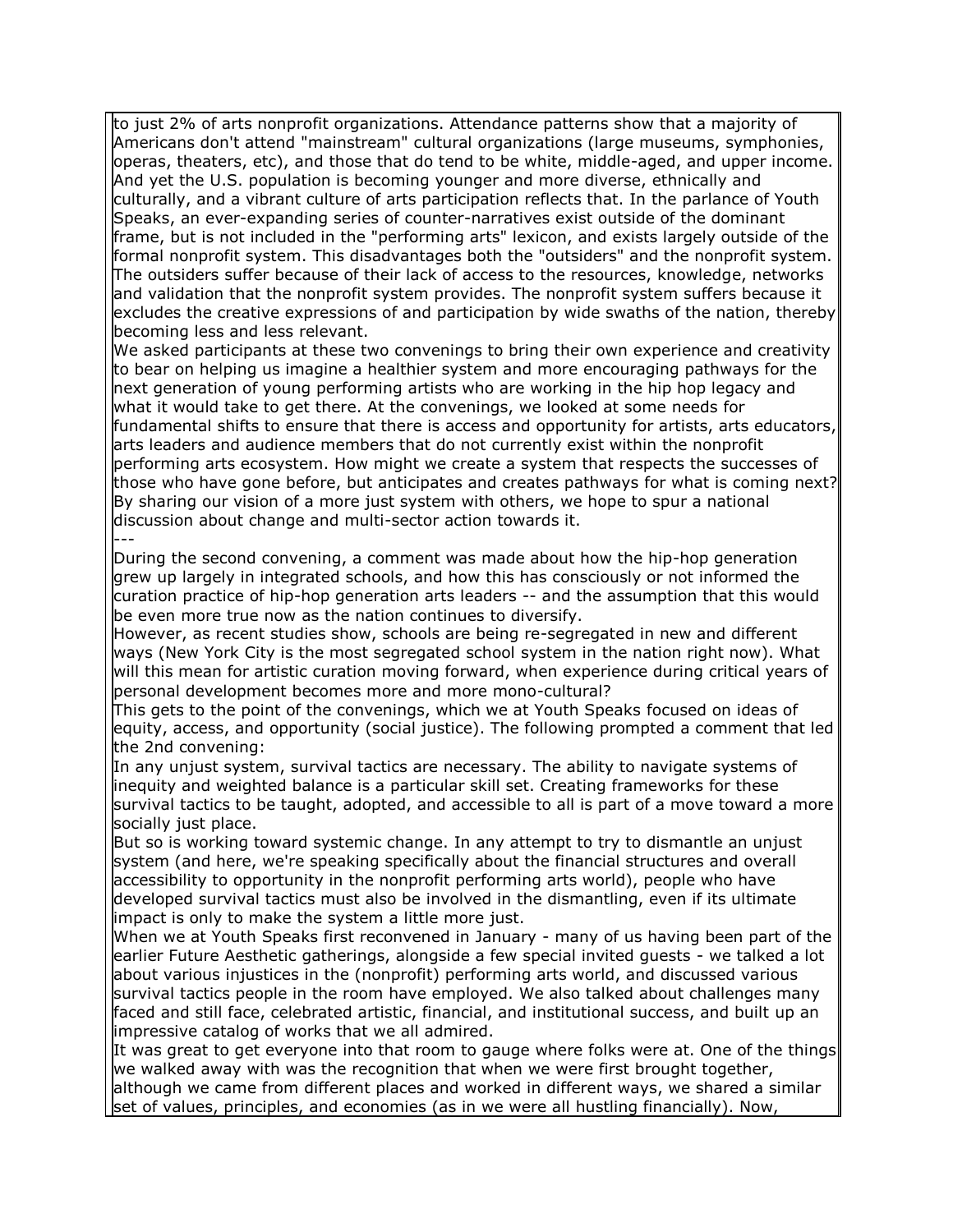to just 2% of arts nonprofit organizations. Attendance patterns show that a majority of Americans don't attend "mainstream" cultural organizations (large museums, symphonies, operas, theaters, etc), and those that do tend to be white, middle-aged, and upper income. And yet the U.S. population is becoming younger and more diverse, ethnically and culturally, and a vibrant culture of arts participation reflects that. In the parlance of Youth Speaks, an ever-expanding series of counter-narratives exist outside of the dominant frame, but is not included in the "performing arts" lexicon, and exists largely outside of the formal nonprofit system. This disadvantages both the "outsiders" and the nonprofit system. The outsiders suffer because of their lack of access to the resources, knowledge, networks and validation that the nonprofit system provides. The nonprofit system suffers because it excludes the creative expressions of and participation by wide swaths of the nation, thereby becoming less and less relevant.

We asked participants at these two convenings to bring their own experience and creativity to bear on helping us imagine a healthier system and more encouraging pathways for the next generation of young performing artists who are working in the hip hop legacy and what it would take to get there. At the convenings, we looked at some needs for fundamental shifts to ensure that there is access and opportunity for artists, arts educators, arts leaders and audience members that do not currently exist within the nonprofit performing arts ecosystem. How might we create a system that respects the successes of those who have gone before, but anticipates and creates pathways for what is coming next? By sharing our vision of a more just system with others, we hope to spur a national discussion about change and multi-sector action towards it.

---

During the second convening, a comment was made about how the hip-hop generation grew up largely in integrated schools, and how this has consciously or not informed the curation practice of hip-hop generation arts leaders -- and the assumption that this would be even more true now as the nation continues to diversify.

However, as recent studies show, schools are being re-segregated in new and different ways (New York City is the most segregated school system in the nation right now). What will this mean for artistic curation moving forward, when experience during critical years of personal development becomes more and more mono-cultural?

This gets to the point of the convenings, which we at Youth Speaks focused on ideas of equity, access, and opportunity (social justice). The following prompted a comment that led the 2nd convening:

In any unjust system, survival tactics are necessary. The ability to navigate systems of inequity and weighted balance is a particular skill set. Creating frameworks for these survival tactics to be taught, adopted, and accessible to all is part of a move toward a more socially just place.

But so is working toward systemic change. In any attempt to try to dismantle an unjust system (and here, we're speaking specifically about the financial structures and overall accessibility to opportunity in the nonprofit performing arts world), people who have developed survival tactics must also be involved in the dismantling, even if its ultimate impact is only to make the system a little more just.

When we at Youth Speaks first reconvened in January - many of us having been part of the earlier Future Aesthetic gatherings, alongside a few special invited guests - we talked a lot about various injustices in the (nonprofit) performing arts world, and discussed various survival tactics people in the room have employed. We also talked about challenges many faced and still face, celebrated artistic, financial, and institutional success, and built up an impressive catalog of works that we all admired.

It was great to get everyone into that room to gauge where folks were at. One of the things we walked away with was the recognition that when we were first brought together, although we came from different places and worked in different ways, we shared a similar set of values, principles, and economies (as in we were all hustling financially). Now,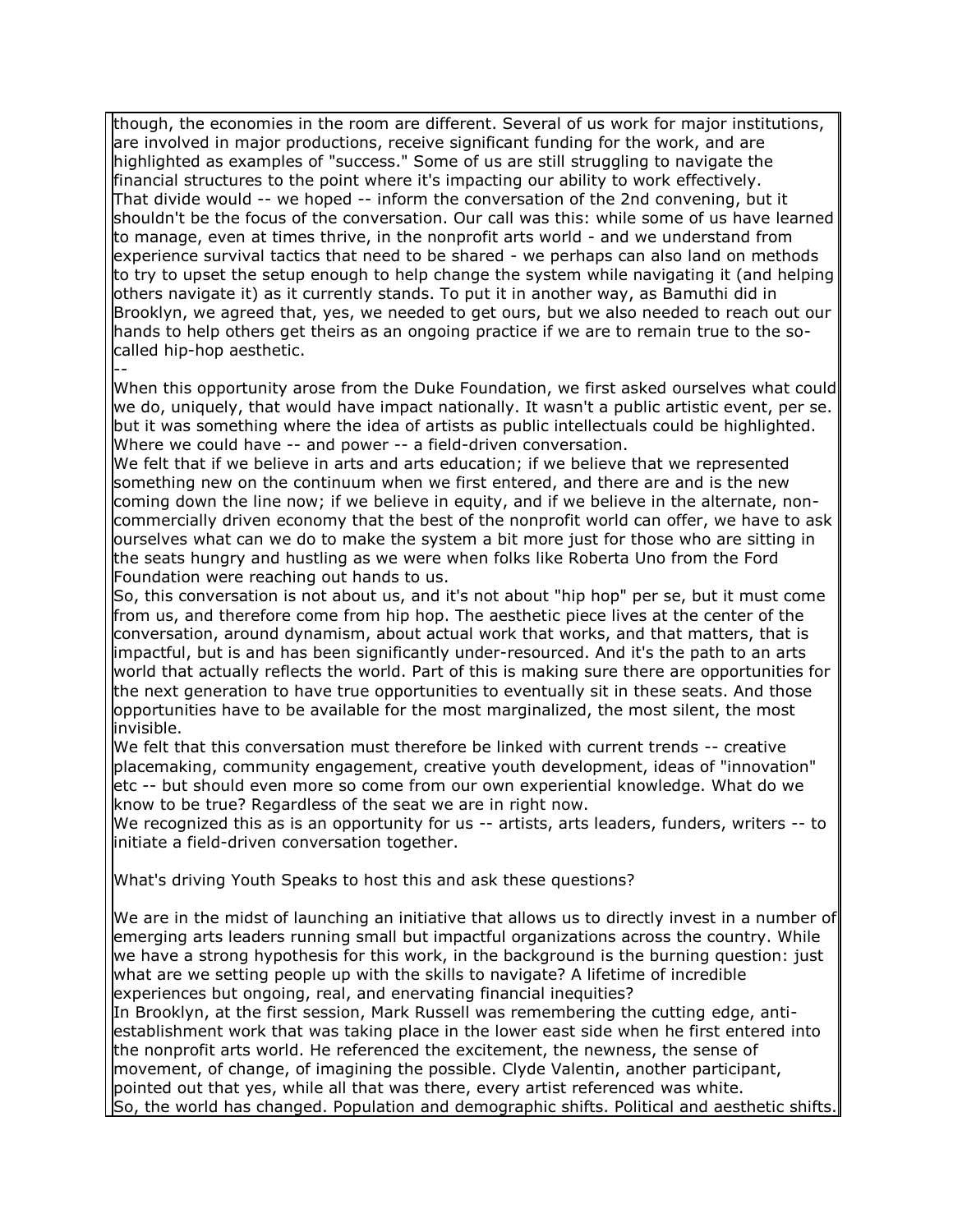though, the economies in the room are different. Several of us work for major institutions, are involved in major productions, receive significant funding for the work, and are highlighted as examples of "success." Some of us are still struggling to navigate the financial structures to the point where it's impacting our ability to work effectively.
That divide would -- we hoped -- inform the conversation of the 2nd convening, but it shouldn't be the focus of the conversation. Our call was this: while some of us have learned to manage, even at times thrive, in the nonprofit arts world - and we understand from experience survival tactics that need to be shared - we perhaps can also land on methods to try to upset the setup enough to help change the system while navigating it (and helping others navigate it) as it currently stands. To put it in another way, as Bamuthi did in Brooklyn, we agreed that, yes, we needed to get ours, but we also needed to reach out our hands to help others get theirs as an ongoing practice if we are to remain true to the so-called hip-hop aesthetic.
--
When this opportunity arose from the Duke Foundation, we first asked ourselves what could we do, uniquely, that would have impact nationally. It wasn't a public artistic event, per se. but it was something where the idea of artists as public intellectuals could be highlighted. Where we could have -- and power -- a field-driven conversation.
We felt that if we believe in arts and arts education; if we believe that we represented something new on the continuum when we first entered, and there are and is the new coming down the line now; if we believe in equity, and if we believe in the alternate, non-commercially driven economy that the best of the nonprofit world can offer, we have to ask ourselves what can we do to make the system a bit more just for those who are sitting in the seats hungry and hustling as we were when folks like Roberta Uno from the Ford Foundation were reaching out hands to us.
So, this conversation is not about us, and it's not about "hip hop" per se, but it must come from us, and therefore come from hip hop. The aesthetic piece lives at the center of the conversation, around dynamism, about actual work that works, and that matters, that is impactful, but is and has been significantly under-resourced. And it's the path to an arts world that actually reflects the world. Part of this is making sure there are opportunities for the next generation to have true opportunities to eventually sit in these seats. And those opportunities have to be available for the most marginalized, the most silent, the most invisible.
We felt that this conversation must therefore be linked with current trends -- creative placemaking, community engagement, creative youth development, ideas of "innovation" etc -- but should even more so come from our own experiential knowledge. What do we know to be true? Regardless of the seat we are in right now.
We recognized this as is an opportunity for us -- artists, arts leaders, funders, writers -- to initiate a field-driven conversation together.

What's driving Youth Speaks to host this and ask these questions?

We are in the midst of launching an initiative that allows us to directly invest in a number of emerging arts leaders running small but impactful organizations across the country. While we have a strong hypothesis for this work, in the background is the burning question: just what are we setting people up with the skills to navigate? A lifetime of incredible experiences but ongoing, real, and enervating financial inequities?
In Brooklyn, at the first session, Mark Russell was remembering the cutting edge, anti-establishment work that was taking place in the lower east side when he first entered into the nonprofit arts world. He referenced the excitement, the newness, the sense of movement, of change, of imagining the possible. Clyde Valentin, another participant, pointed out that yes, while all that was there, every artist referenced was white.
So, the world has changed. Population and demographic shifts. Political and aesthetic shifts.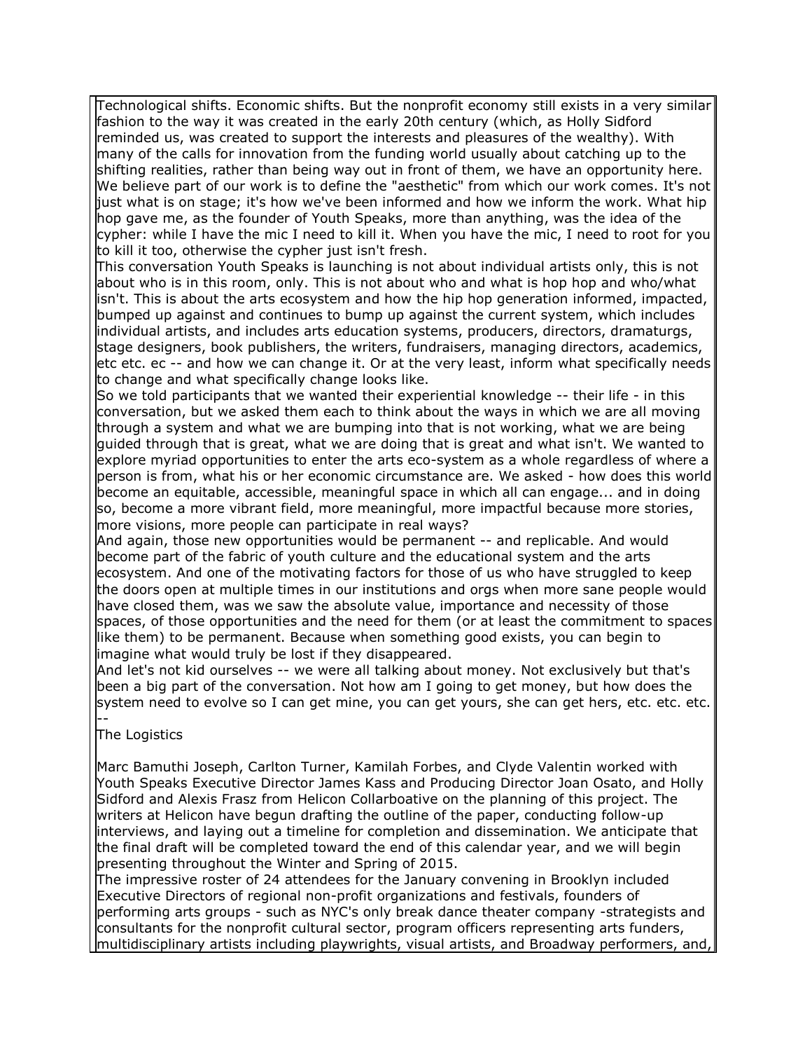Technological shifts. Economic shifts. But the nonprofit economy still exists in a very similar fashion to the way it was created in the early 20th century (which, as Holly Sidford reminded us, was created to support the interests and pleasures of the wealthy). With many of the calls for innovation from the funding world usually about catching up to the shifting realities, rather than being way out in front of them, we have an opportunity here. We believe part of our work is to define the "aesthetic" from which our work comes. It's not just what is on stage; it's how we've been informed and how we inform the work. What hip hop gave me, as the founder of Youth Speaks, more than anything, was the idea of the cypher: while I have the mic I need to kill it. When you have the mic, I need to root for you to kill it too, otherwise the cypher just isn't fresh.

This conversation Youth Speaks is launching is not about individual artists only, this is not about who is in this room, only. This is not about who and what is hop hop and who/what isn't. This is about the arts ecosystem and how the hip hop generation informed, impacted, bumped up against and continues to bump up against the current system, which includes individual artists, and includes arts education systems, producers, directors, dramaturgs, stage designers, book publishers, the writers, fundraisers, managing directors, academics, etc etc. ec -- and how we can change it. Or at the very least, inform what specifically needs to change and what specifically change looks like.

So we told participants that we wanted their experiential knowledge -- their life - in this conversation, but we asked them each to think about the ways in which we are all moving through a system and what we are bumping into that is not working, what we are being guided through that is great, what we are doing that is great and what isn't. We wanted to explore myriad opportunities to enter the arts eco-system as a whole regardless of where a person is from, what his or her economic circumstance are. We asked - how does this world become an equitable, accessible, meaningful space in which all can engage... and in doing so, become a more vibrant field, more meaningful, more impactful because more stories, more visions, more people can participate in real ways?

And again, those new opportunities would be permanent -- and replicable. And would become part of the fabric of youth culture and the educational system and the arts ecosystem. And one of the motivating factors for those of us who have struggled to keep the doors open at multiple times in our institutions and orgs when more sane people would have closed them, was we saw the absolute value, importance and necessity of those spaces, of those opportunities and the need for them (or at least the commitment to spaces like them) to be permanent. Because when something good exists, you can begin to imagine what would truly be lost if they disappeared.

And let's not kid ourselves -- we were all talking about money. Not exclusively but that's been a big part of the conversation. Not how am I going to get money, but how does the system need to evolve so I can get mine, you can get yours, she can get hers, etc. etc. etc.

--

The Logistics

Marc Bamuthi Joseph, Carlton Turner, Kamilah Forbes, and Clyde Valentin worked with Youth Speaks Executive Director James Kass and Producing Director Joan Osato, and Holly Sidford and Alexis Frasz from Helicon Collarboative on the planning of this project. The writers at Helicon have begun drafting the outline of the paper, conducting follow-up interviews, and laying out a timeline for completion and dissemination. We anticipate that the final draft will be completed toward the end of this calendar year, and we will begin presenting throughout the Winter and Spring of 2015.

The impressive roster of 24 attendees for the January convening in Brooklyn included Executive Directors of regional non-profit organizations and festivals, founders of performing arts groups - such as NYC's only break dance theater company -strategists and consultants for the nonprofit cultural sector, program officers representing arts funders, multidisciplinary artists including playwrights, visual artists, and Broadway performers, and,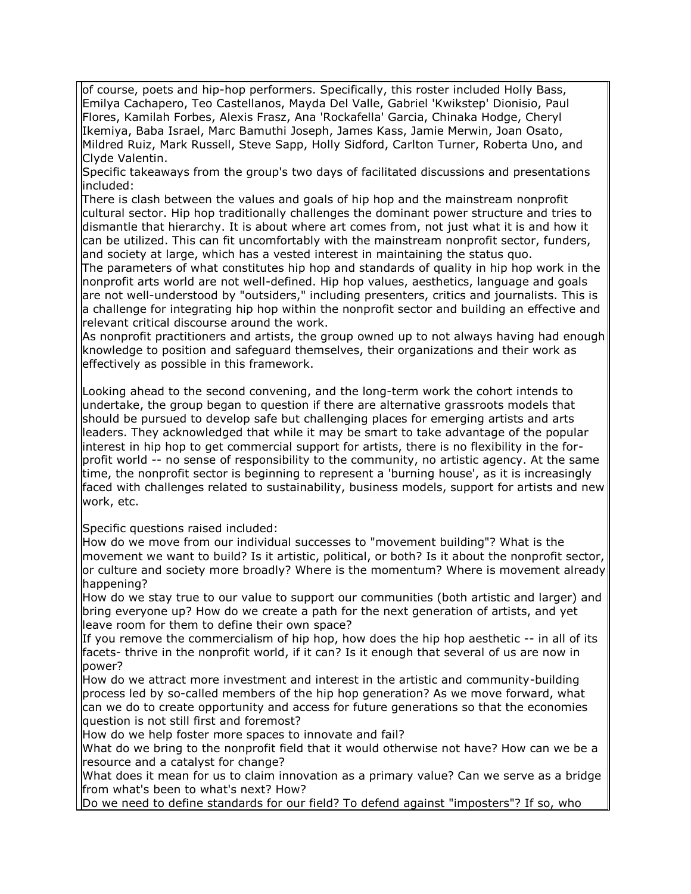of course, poets and hip-hop performers. Specifically, this roster included Holly Bass, Emilya Cachapero, Teo Castellanos, Mayda Del Valle, Gabriel 'Kwikstep' Dionisio, Paul Flores, Kamilah Forbes, Alexis Frasz, Ana 'Rockafella' Garcia, Chinaka Hodge, Cheryl Ikemiya, Baba Israel, Marc Bamuthi Joseph, James Kass, Jamie Merwin, Joan Osato, Mildred Ruiz, Mark Russell, Steve Sapp, Holly Sidford, Carlton Turner, Roberta Uno, and Clyde Valentin.

Specific takeaways from the group's two days of facilitated discussions and presentations included:

There is clash between the values and goals of hip hop and the mainstream nonprofit cultural sector. Hip hop traditionally challenges the dominant power structure and tries to dismantle that hierarchy. It is about where art comes from, not just what it is and how it can be utilized. This can fit uncomfortably with the mainstream nonprofit sector, funders, and society at large, which has a vested interest in maintaining the status quo.

The parameters of what constitutes hip hop and standards of quality in hip hop work in the nonprofit arts world are not well-defined. Hip hop values, aesthetics, language and goals are not well-understood by "outsiders," including presenters, critics and journalists. This is a challenge for integrating hip hop within the nonprofit sector and building an effective and relevant critical discourse around the work.

As nonprofit practitioners and artists, the group owned up to not always having had enough knowledge to position and safeguard themselves, their organizations and their work as effectively as possible in this framework.

Looking ahead to the second convening, and the long-term work the cohort intends to undertake, the group began to question if there are alternative grassroots models that should be pursued to develop safe but challenging places for emerging artists and arts leaders. They acknowledged that while it may be smart to take advantage of the popular interest in hip hop to get commercial support for artists, there is no flexibility in the for-profit world -- no sense of responsibility to the community, no artistic agency. At the same time, the nonprofit sector is beginning to represent a 'burning house', as it is increasingly faced with challenges related to sustainability, business models, support for artists and new work, etc.

Specific questions raised included:

How do we move from our individual successes to "movement building"? What is the movement we want to build? Is it artistic, political, or both? Is it about the nonprofit sector, or culture and society more broadly? Where is the momentum? Where is movement already happening?

How do we stay true to our value to support our communities (both artistic and larger) and bring everyone up? How do we create a path for the next generation of artists, and yet leave room for them to define their own space?

If you remove the commercialism of hip hop, how does the hip hop aesthetic -- in all of its facets- thrive in the nonprofit world, if it can? Is it enough that several of us are now in power?

How do we attract more investment and interest in the artistic and community-building process led by so-called members of the hip hop generation? As we move forward, what can we do to create opportunity and access for future generations so that the economies question is not still first and foremost?

How do we help foster more spaces to innovate and fail?

What do we bring to the nonprofit field that it would otherwise not have? How can we be a resource and a catalyst for change?

What does it mean for us to claim innovation as a primary value? Can we serve as a bridge from what's been to what's next? How?

Do we need to define standards for our field? To defend against "imposters"? If so, who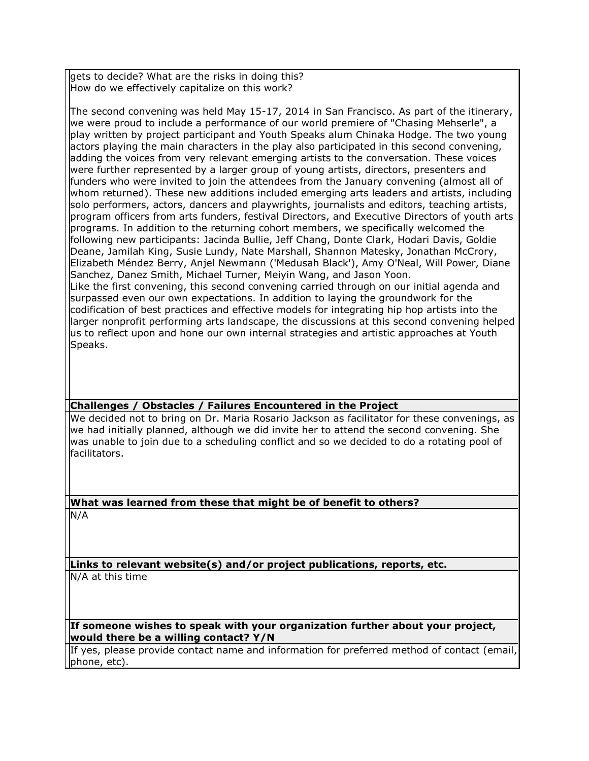gets to decide? What are the risks in doing this?
How do we effectively capitalize on this work?

The second convening was held May 15-17, 2014 in San Francisco. As part of the itinerary, we were proud to include a performance of our world premiere of "Chasing Mehserle", a play written by project participant and Youth Speaks alum Chinaka Hodge. The two young actors playing the main characters in the play also participated in this second convening, adding the voices from very relevant emerging artists to the conversation. These voices were further represented by a larger group of young artists, directors, presenters and funders who were invited to join the attendees from the January convening (almost all of whom returned). These new additions included emerging arts leaders and artists, including solo performers, actors, dancers and playwrights, journalists and editors, teaching artists, program officers from arts funders, festival Directors, and Executive Directors of youth arts programs. In addition to the returning cohort members, we specifically welcomed the following new participants: Jacinda Bullie, Jeff Chang, Donte Clark, Hodari Davis, Goldie Deane, Jamilah King, Susie Lundy, Nate Marshall, Shannon Matesky, Jonathan McCrory, Elizabeth Méndez Berry, Anjel Newmann ('Medusah Black'), Amy O'Neal, Will Power, Diane Sanchez, Danez Smith, Michael Turner, Meiyin Wang, and Jason Yoon.
Like the first convening, this second convening carried through on our initial agenda and surpassed even our own expectations. In addition to laying the groundwork for the codification of best practices and effective models for integrating hip hop artists into the larger nonprofit performing arts landscape, the discussions at this second convening helped us to reflect upon and hone our own internal strategies and artistic approaches at Youth Speaks.

**Challenges / Obstacles / Failures Encountered in the Project**

We decided not to bring on Dr. Maria Rosario Jackson as facilitator for these convenings, as we had initially planned, although we did invite her to attend the second convening. She was unable to join due to a scheduling conflict and so we decided to do a rotating pool of facilitators.

**What was learned from these that might be of benefit to others?**

N/A

**Links to relevant website(s) and/or project publications, reports, etc.**

N/A at this time

**If someone wishes to speak with your organization further about your project, would there be a willing contact? Y/N**

If yes, please provide contact name and information for preferred method of contact (email, phone, etc).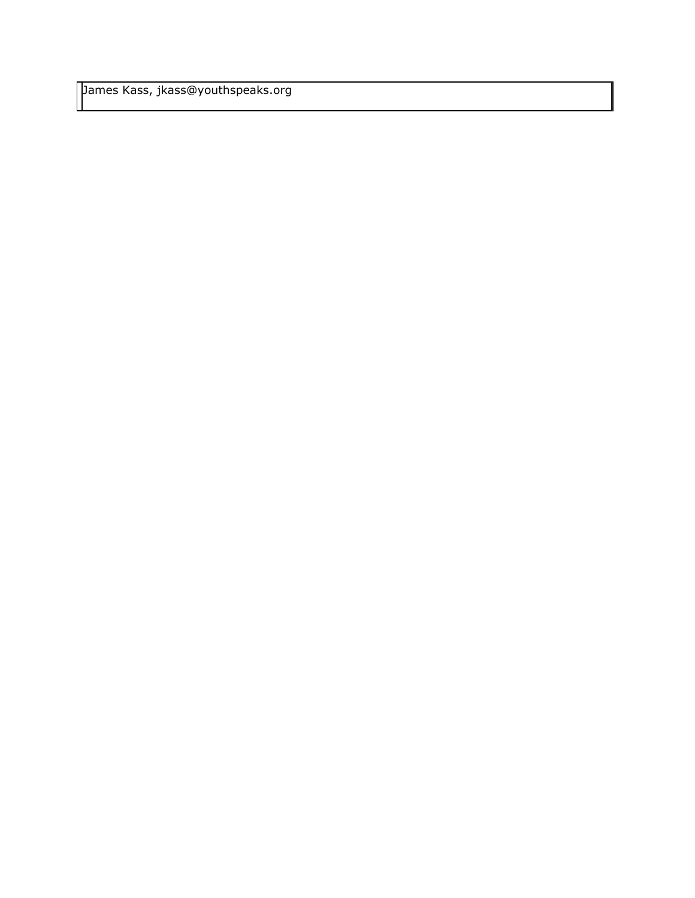| |
|---|
| James Kass, jkass@youthspeaks.org |